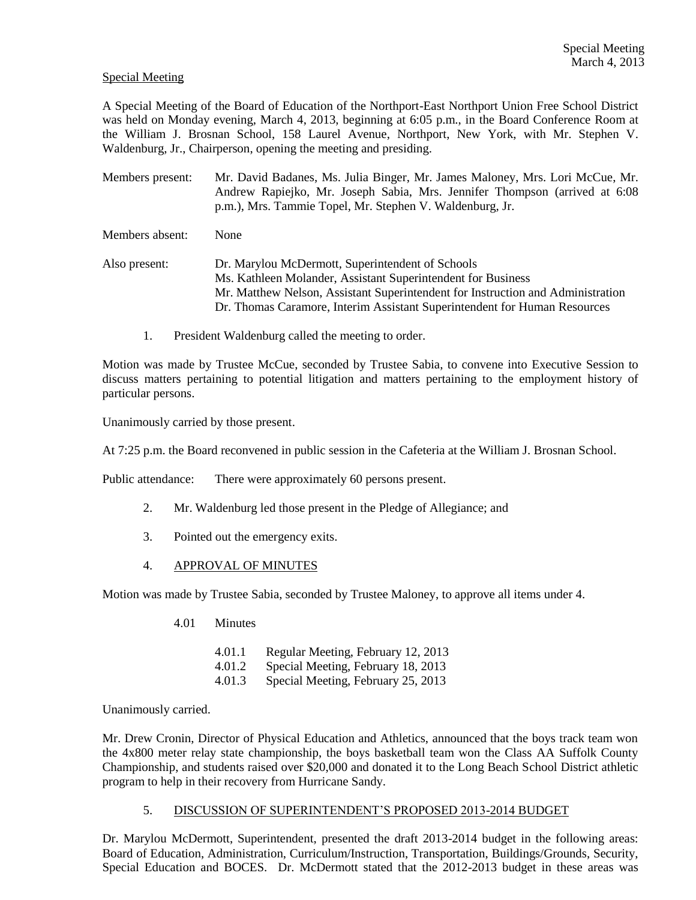Special Meeting

A Special Meeting of the Board of Education of the Northport-East Northport Union Free School District was held on Monday evening, March 4, 2013, beginning at 6:05 p.m., in the Board Conference Room at the William J. Brosnan School, 158 Laurel Avenue, Northport, New York, with Mr. Stephen V. Waldenburg, Jr., Chairperson, opening the meeting and presiding.

Members present: Mr. David Badanes, Ms. Julia Binger, Mr. James Maloney, Mrs. Lori McCue, Mr. Andrew Rapiejko, Mr. Joseph Sabia, Mrs. Jennifer Thompson (arrived at 6:08 p.m.), Mrs. Tammie Topel, Mr. Stephen V. Waldenburg, Jr.

Members absent: None

Also present: Dr. Marylou McDermott, Superintendent of Schools
Ms. Kathleen Molander, Assistant Superintendent for Business
Mr. Matthew Nelson, Assistant Superintendent for Instruction and Administration
Dr. Thomas Caramore, Interim Assistant Superintendent for Human Resources

1. President Waldenburg called the meeting to order.

Motion was made by Trustee McCue, seconded by Trustee Sabia, to convene into Executive Session to discuss matters pertaining to potential litigation and matters pertaining to the employment history of particular persons.

Unanimously carried by those present.

At 7:25 p.m. the Board reconvened in public session in the Cafeteria at the William J. Brosnan School.

Public attendance: There were approximately 60 persons present.

2. Mr. Waldenburg led those present in the Pledge of Allegiance; and

3. Pointed out the emergency exits.

4. APPROVAL OF MINUTES

Motion was made by Trustee Sabia, seconded by Trustee Maloney, to approve all items under 4.

4.01 Minutes

4.01.1 Regular Meeting, February 12, 2013
4.01.2 Special Meeting, February 18, 2013
4.01.3 Special Meeting, February 25, 2013

Unanimously carried.

Mr. Drew Cronin, Director of Physical Education and Athletics, announced that the boys track team won the 4x800 meter relay state championship, the boys basketball team won the Class AA Suffolk County Championship, and students raised over $20,000 and donated it to the Long Beach School District athletic program to help in their recovery from Hurricane Sandy.

5. DISCUSSION OF SUPERINTENDENT'S PROPOSED 2013-2014 BUDGET

Dr. Marylou McDermott, Superintendent, presented the draft 2013-2014 budget in the following areas: Board of Education, Administration, Curriculum/Instruction, Transportation, Buildings/Grounds, Security, Special Education and BOCES. Dr. McDermott stated that the 2012-2013 budget in these areas was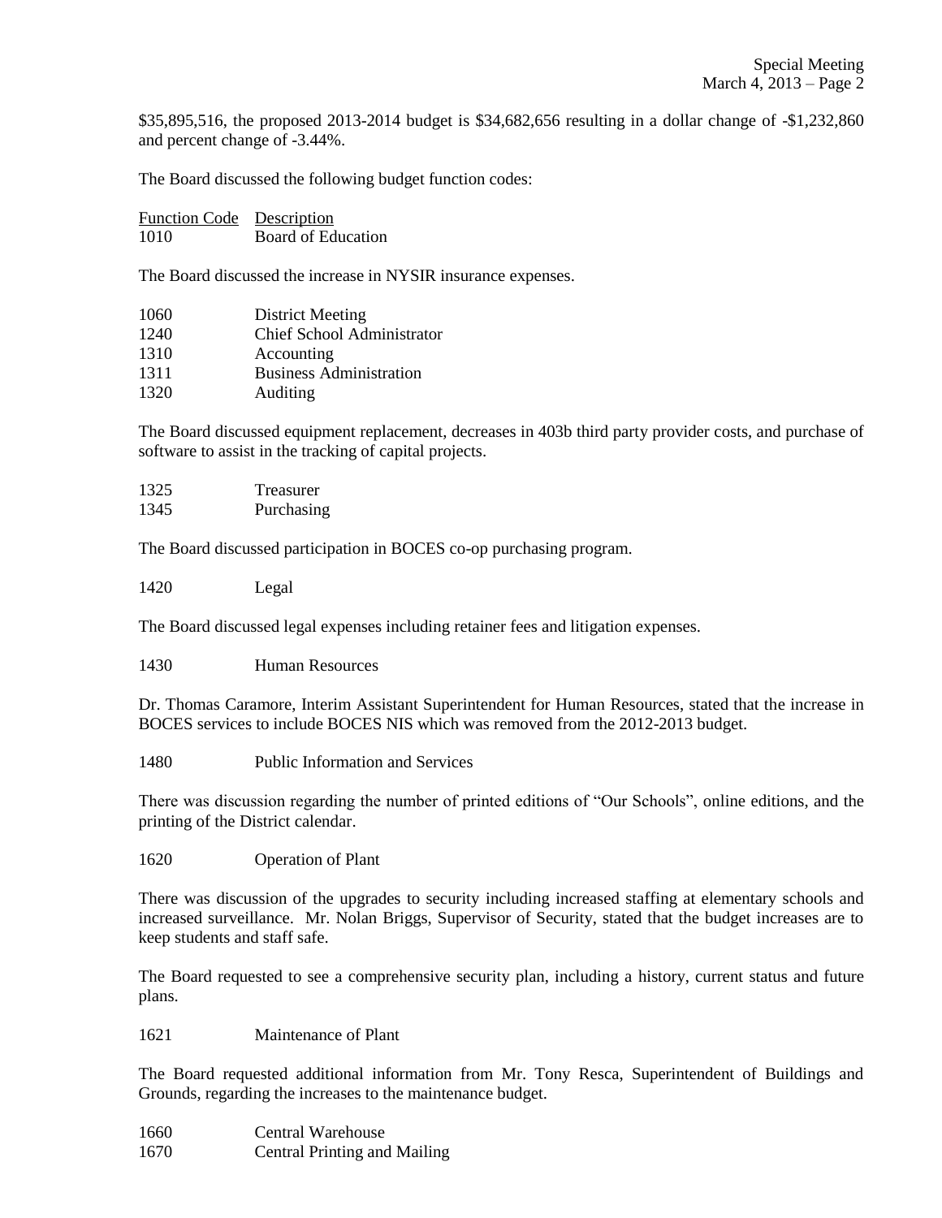$35,895,516, the proposed 2013-2014 budget is $34,682,656 resulting in a dollar change of -$1,232,860 and percent change of -3.44%.

The Board discussed the following budget function codes:

| Function Code | Description |
|---|---|
| 1010 | Board of Education |

The Board discussed the increase in NYSIR insurance expenses.

| | |
|---|---|
| 1060 | District Meeting |
| 1240 | Chief School Administrator |
| 1310 | Accounting |
| 1311 | Business Administration |
| 1320 | Auditing |

The Board discussed equipment replacement, decreases in 403b third party provider costs, and purchase of software to assist in the tracking of capital projects.

| | |
|---|---|
| 1325 | Treasurer |
| 1345 | Purchasing |

The Board discussed participation in BOCES co-op purchasing program.

1420 Legal

The Board discussed legal expenses including retainer fees and litigation expenses.

1430 Human Resources

Dr. Thomas Caramore, Interim Assistant Superintendent for Human Resources, stated that the increase in BOCES services to include BOCES NIS which was removed from the 2012-2013 budget.

1480 Public Information and Services

There was discussion regarding the number of printed editions of "Our Schools", online editions, and the printing of the District calendar.

1620 Operation of Plant

There was discussion of the upgrades to security including increased staffing at elementary schools and increased surveillance. Mr. Nolan Briggs, Supervisor of Security, stated that the budget increases are to keep students and staff safe.

The Board requested to see a comprehensive security plan, including a history, current status and future plans.

1621 Maintenance of Plant

The Board requested additional information from Mr. Tony Resca, Superintendent of Buildings and Grounds, regarding the increases to the maintenance budget.

| | |
|---|---|
| 1660 | Central Warehouse |
| 1670 | Central Printing and Mailing |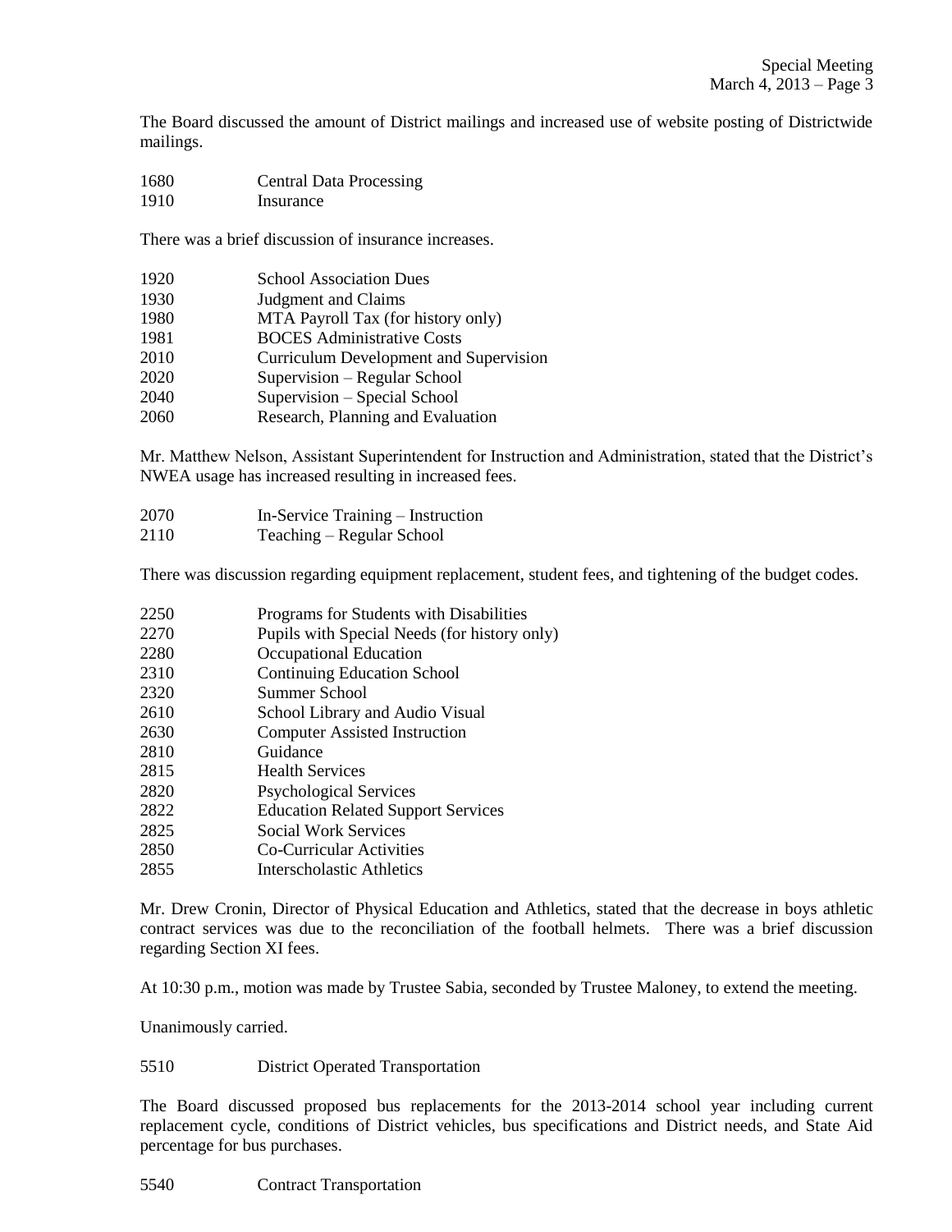The Board discussed the amount of District mailings and increased use of website posting of Districtwide mailings.

1680 Central Data Processing
1910 Insurance

There was a brief discussion of insurance increases.

1920 School Association Dues
1930 Judgment and Claims
1980 MTA Payroll Tax (for history only)
1981 BOCES Administrative Costs
2010 Curriculum Development and Supervision
2020 Supervision – Regular School
2040 Supervision – Special School
2060 Research, Planning and Evaluation

Mr. Matthew Nelson, Assistant Superintendent for Instruction and Administration, stated that the District's NWEA usage has increased resulting in increased fees.

2070 In-Service Training – Instruction
2110 Teaching – Regular School

There was discussion regarding equipment replacement, student fees, and tightening of the budget codes.

2250 Programs for Students with Disabilities
2270 Pupils with Special Needs (for history only)
2280 Occupational Education
2310 Continuing Education School
2320 Summer School
2610 School Library and Audio Visual
2630 Computer Assisted Instruction
2810 Guidance
2815 Health Services
2820 Psychological Services
2822 Education Related Support Services
2825 Social Work Services
2850 Co-Curricular Activities
2855 Interscholastic Athletics

Mr. Drew Cronin, Director of Physical Education and Athletics, stated that the decrease in boys athletic contract services was due to the reconciliation of the football helmets. There was a brief discussion regarding Section XI fees.

At 10:30 p.m., motion was made by Trustee Sabia, seconded by Trustee Maloney, to extend the meeting.

Unanimously carried.

5510 District Operated Transportation

The Board discussed proposed bus replacements for the 2013-2014 school year including current replacement cycle, conditions of District vehicles, bus specifications and District needs, and State Aid percentage for bus purchases.

5540 Contract Transportation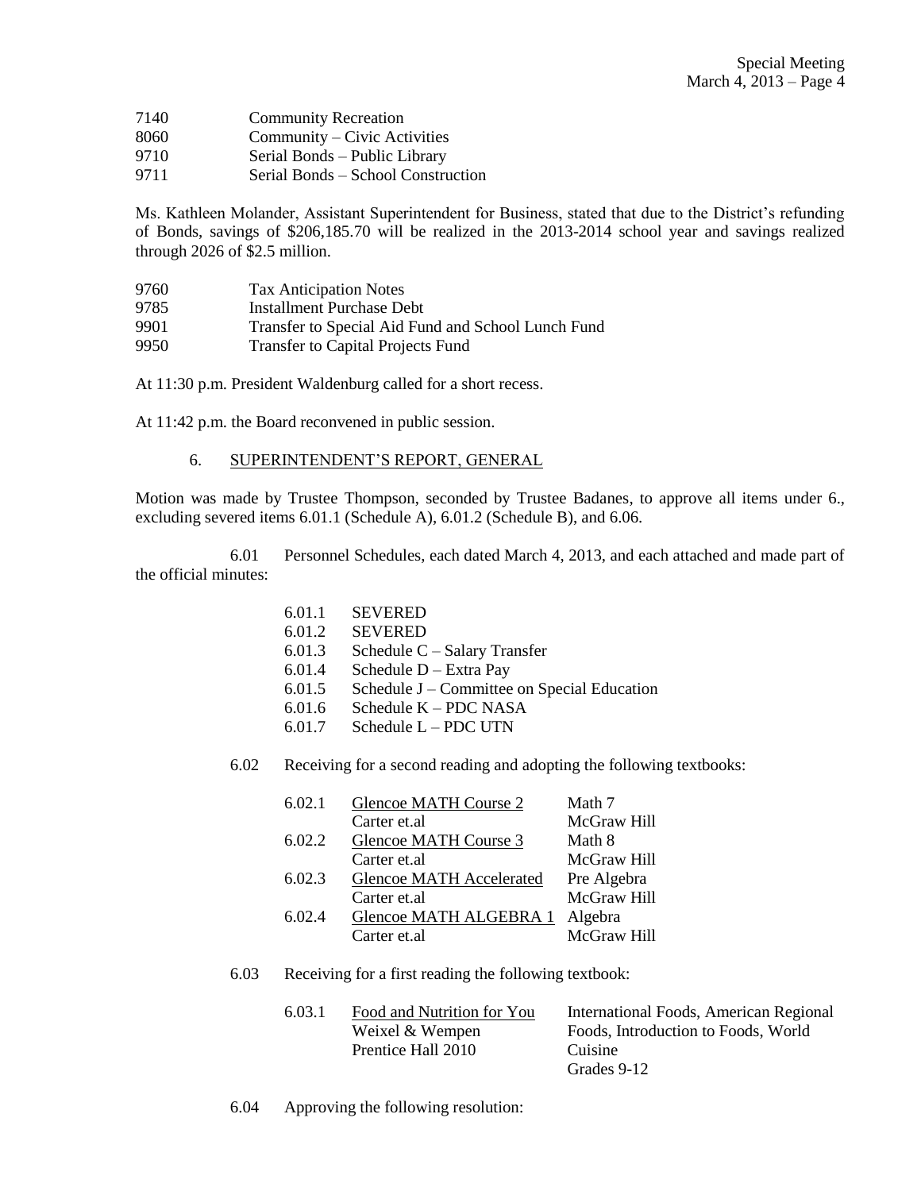7140 Community Recreation
8060 Community – Civic Activities
9710 Serial Bonds – Public Library
9711 Serial Bonds – School Construction

Ms. Kathleen Molander, Assistant Superintendent for Business, stated that due to the District's refunding of Bonds, savings of $206,185.70 will be realized in the 2013-2014 school year and savings realized through 2026 of $2.5 million.

9760 Tax Anticipation Notes
9785 Installment Purchase Debt
9901 Transfer to Special Aid Fund and School Lunch Fund
9950 Transfer to Capital Projects Fund

At 11:30 p.m. President Waldenburg called for a short recess.

At 11:42 p.m. the Board reconvened in public session.

6. SUPERINTENDENT'S REPORT, GENERAL

Motion was made by Trustee Thompson, seconded by Trustee Badanes, to approve all items under 6., excluding severed items 6.01.1 (Schedule A), 6.01.2 (Schedule B), and 6.06.

6.01 Personnel Schedules, each dated March 4, 2013, and each attached and made part of the official minutes:

6.01.1 SEVERED
6.01.2 SEVERED
6.01.3 Schedule C – Salary Transfer
6.01.4 Schedule D – Extra Pay
6.01.5 Schedule J – Committee on Special Education
6.01.6 Schedule K – PDC NASA
6.01.7 Schedule L – PDC UTN

6.02 Receiving for a second reading and adopting the following textbooks:

| | | |
|---|---|---|
| 6.02.1 | Glencoe MATH Course 2 | Math 7 |
| | Carter et.al | McGraw Hill |
| 6.02.2 | Glencoe MATH Course 3 | Math 8 |
| | Carter et.al | McGraw Hill |
| 6.02.3 | Glencoe MATH Accelerated | Pre Algebra |
| | Carter et.al | McGraw Hill |
| 6.02.4 | Glencoe MATH ALGEBRA 1 | Algebra |
| | Carter et.al | McGraw Hill |

6.03 Receiving for a first reading the following textbook:

| | | |
|---|---|---|
| 6.03.1 | Food and Nutrition for You | International Foods, American Regional |
| | Weixel & Wempen | Foods, Introduction to Foods, World |
| | Prentice Hall 2010 | Cuisine |
| | | Grades 9-12 |

6.04 Approving the following resolution: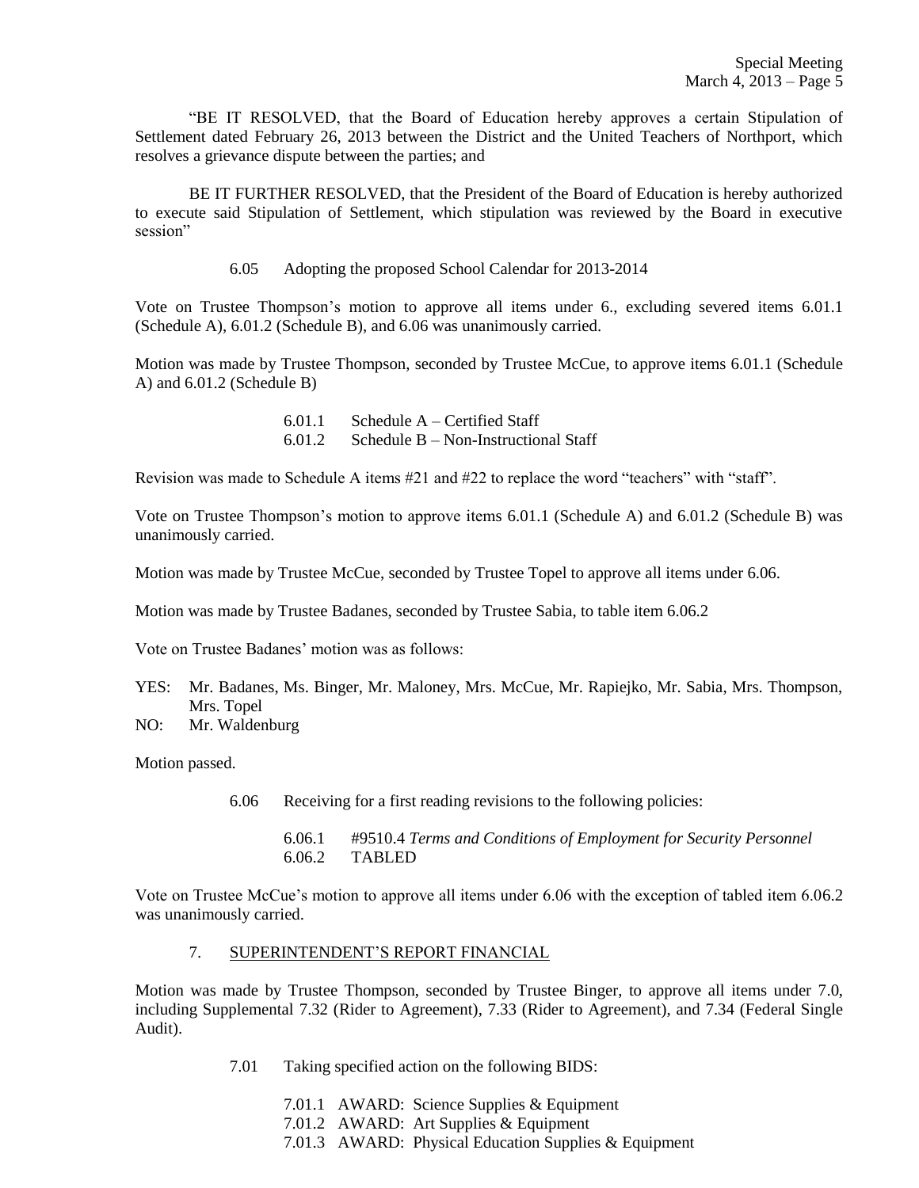"BE IT RESOLVED, that the Board of Education hereby approves a certain Stipulation of Settlement dated February 26, 2013 between the District and the United Teachers of Northport, which resolves a grievance dispute between the parties; and

BE IT FURTHER RESOLVED, that the President of the Board of Education is hereby authorized to execute said Stipulation of Settlement, which stipulation was reviewed by the Board in executive session"

6.05 Adopting the proposed School Calendar for 2013-2014

Vote on Trustee Thompson's motion to approve all items under 6., excluding severed items 6.01.1 (Schedule A), 6.01.2 (Schedule B), and 6.06 was unanimously carried.

Motion was made by Trustee Thompson, seconded by Trustee McCue, to approve items 6.01.1 (Schedule A) and 6.01.2 (Schedule B)

6.01.1 Schedule A – Certified Staff
6.01.2 Schedule B – Non-Instructional Staff

Revision was made to Schedule A items #21 and #22 to replace the word "teachers" with "staff".

Vote on Trustee Thompson's motion to approve items 6.01.1 (Schedule A) and 6.01.2 (Schedule B) was unanimously carried.

Motion was made by Trustee McCue, seconded by Trustee Topel to approve all items under 6.06.

Motion was made by Trustee Badanes, seconded by Trustee Sabia, to table item 6.06.2

Vote on Trustee Badanes' motion was as follows:

YES: Mr. Badanes, Ms. Binger, Mr. Maloney, Mrs. McCue, Mr. Rapiejko, Mr. Sabia, Mrs. Thompson, Mrs. Topel
NO: Mr. Waldenburg

Motion passed.

6.06 Receiving for a first reading revisions to the following policies:

6.06.1 #9510.4 *Terms and Conditions of Employment for Security Personnel*
6.06.2 TABLED

Vote on Trustee McCue's motion to approve all items under 6.06 with the exception of tabled item 6.06.2 was unanimously carried.

7. <u>SUPERINTENDENT'S REPORT FINANCIAL</u>

Motion was made by Trustee Thompson, seconded by Trustee Binger, to approve all items under 7.0, including Supplemental 7.32 (Rider to Agreement), 7.33 (Rider to Agreement), and 7.34 (Federal Single Audit).

7.01 Taking specified action on the following BIDS:

7.01.1 AWARD: Science Supplies & Equipment
7.01.2 AWARD: Art Supplies & Equipment
7.01.3 AWARD: Physical Education Supplies & Equipment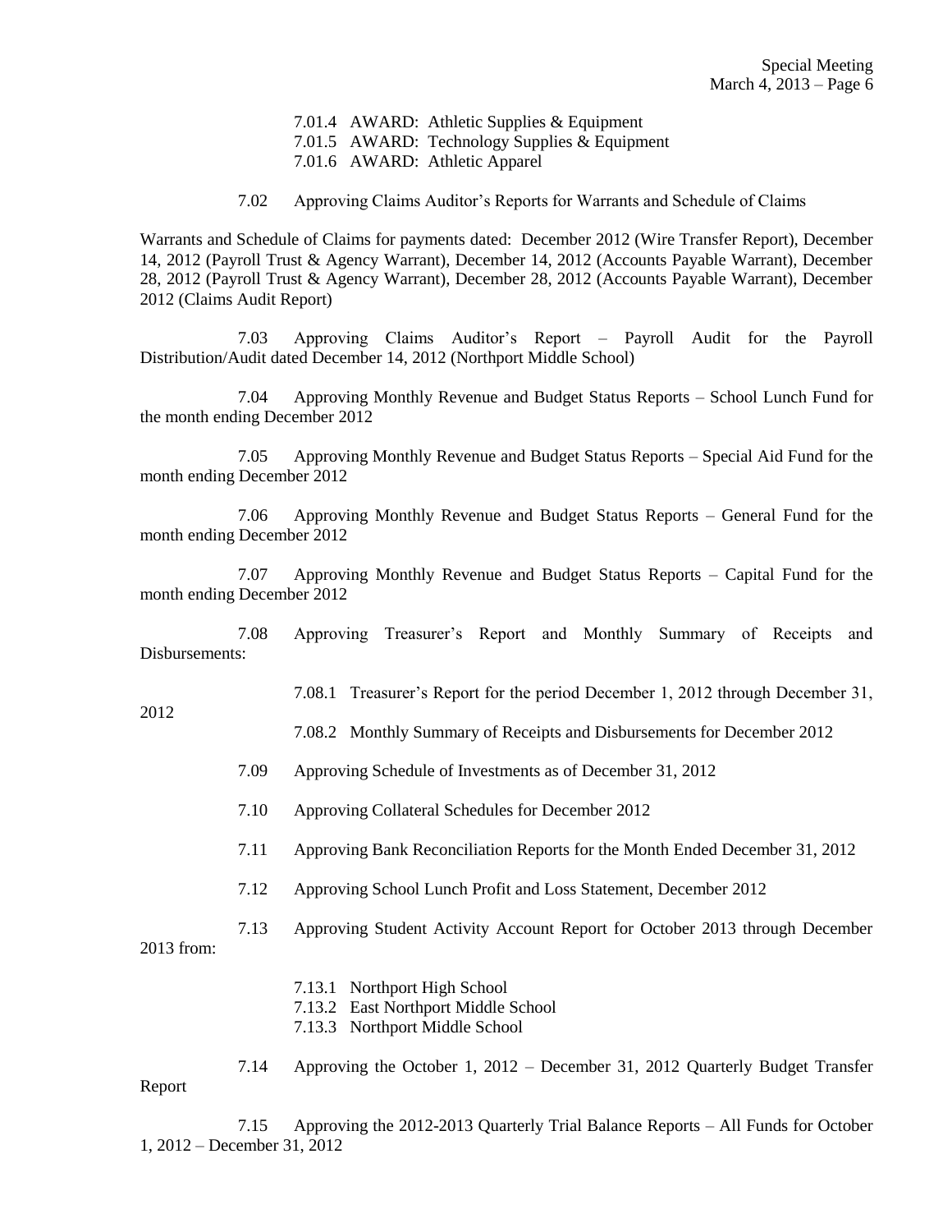7.01.4 AWARD: Athletic Supplies & Equipment
7.01.5 AWARD: Technology Supplies & Equipment
7.01.6 AWARD: Athletic Apparel

7.02 Approving Claims Auditor's Reports for Warrants and Schedule of Claims

Warrants and Schedule of Claims for payments dated: December 2012 (Wire Transfer Report), December 14, 2012 (Payroll Trust & Agency Warrant), December 14, 2012 (Accounts Payable Warrant), December 28, 2012 (Payroll Trust & Agency Warrant), December 28, 2012 (Accounts Payable Warrant), December 2012 (Claims Audit Report)

7.03 Approving Claims Auditor's Report – Payroll Audit for the Payroll Distribution/Audit dated December 14, 2012 (Northport Middle School)

7.04 Approving Monthly Revenue and Budget Status Reports – School Lunch Fund for the month ending December 2012

7.05 Approving Monthly Revenue and Budget Status Reports – Special Aid Fund for the month ending December 2012

7.06 Approving Monthly Revenue and Budget Status Reports – General Fund for the month ending December 2012

7.07 Approving Monthly Revenue and Budget Status Reports – Capital Fund for the month ending December 2012

7.08 Approving Treasurer's Report and Monthly Summary of Receipts and Disbursements:

7.08.1 Treasurer's Report for the period December 1, 2012 through December 31, 2012

7.08.2 Monthly Summary of Receipts and Disbursements for December 2012

7.09 Approving Schedule of Investments as of December 31, 2012

7.10 Approving Collateral Schedules for December 2012

7.11 Approving Bank Reconciliation Reports for the Month Ended December 31, 2012

7.12 Approving School Lunch Profit and Loss Statement, December 2012

7.13 Approving Student Activity Account Report for October 2013 through December 2013 from:

7.13.1 Northport High School
7.13.2 East Northport Middle School
7.13.3 Northport Middle School

7.14 Approving the October 1, 2012 – December 31, 2012 Quarterly Budget Transfer Report

7.15 Approving the 2012-2013 Quarterly Trial Balance Reports – All Funds for October 1, 2012 – December 31, 2012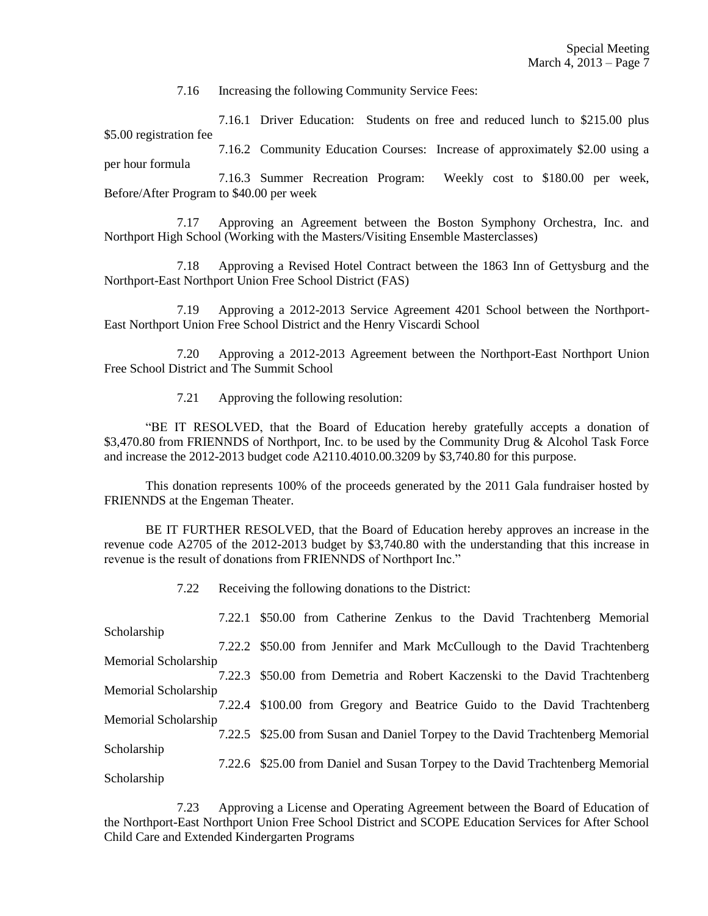7.16 Increasing the following Community Service Fees:

7.16.1 Driver Education: Students on free and reduced lunch to $215.00 plus $5.00 registration fee

7.16.2 Community Education Courses: Increase of approximately $2.00 using a per hour formula

7.16.3 Summer Recreation Program: Weekly cost to $180.00 per week, Before/After Program to $40.00 per week

7.17 Approving an Agreement between the Boston Symphony Orchestra, Inc. and Northport High School (Working with the Masters/Visiting Ensemble Masterclasses)

7.18 Approving a Revised Hotel Contract between the 1863 Inn of Gettysburg and the Northport-East Northport Union Free School District (FAS)

7.19 Approving a 2012-2013 Service Agreement 4201 School between the Northport-East Northport Union Free School District and the Henry Viscardi School

7.20 Approving a 2012-2013 Agreement between the Northport-East Northport Union Free School District and The Summit School

7.21 Approving the following resolution:

"BE IT RESOLVED, that the Board of Education hereby gratefully accepts a donation of $3,470.80 from FRIENNDS of Northport, Inc. to be used by the Community Drug & Alcohol Task Force and increase the 2012-2013 budget code A2110.4010.00.3209 by $3,740.80 for this purpose.

This donation represents 100% of the proceeds generated by the 2011 Gala fundraiser hosted by FRIENNDS at the Engeman Theater.

BE IT FURTHER RESOLVED, that the Board of Education hereby approves an increase in the revenue code A2705 of the 2012-2013 budget by $3,740.80 with the understanding that this increase in revenue is the result of donations from FRIENNDS of Northport Inc."

7.22 Receiving the following donations to the District:

7.22.1 $50.00 from Catherine Zenkus to the David Trachtenberg Memorial Scholarship

7.22.2 $50.00 from Jennifer and Mark McCullough to the David Trachtenberg Memorial Scholarship

7.22.3 $50.00 from Demetria and Robert Kaczenski to the David Trachtenberg Memorial Scholarship

7.22.4 $100.00 from Gregory and Beatrice Guido to the David Trachtenberg Memorial Scholarship

7.22.5 $25.00 from Susan and Daniel Torpey to the David Trachtenberg Memorial Scholarship

7.22.6 $25.00 from Daniel and Susan Torpey to the David Trachtenberg Memorial Scholarship

7.23 Approving a License and Operating Agreement between the Board of Education of the Northport-East Northport Union Free School District and SCOPE Education Services for After School Child Care and Extended Kindergarten Programs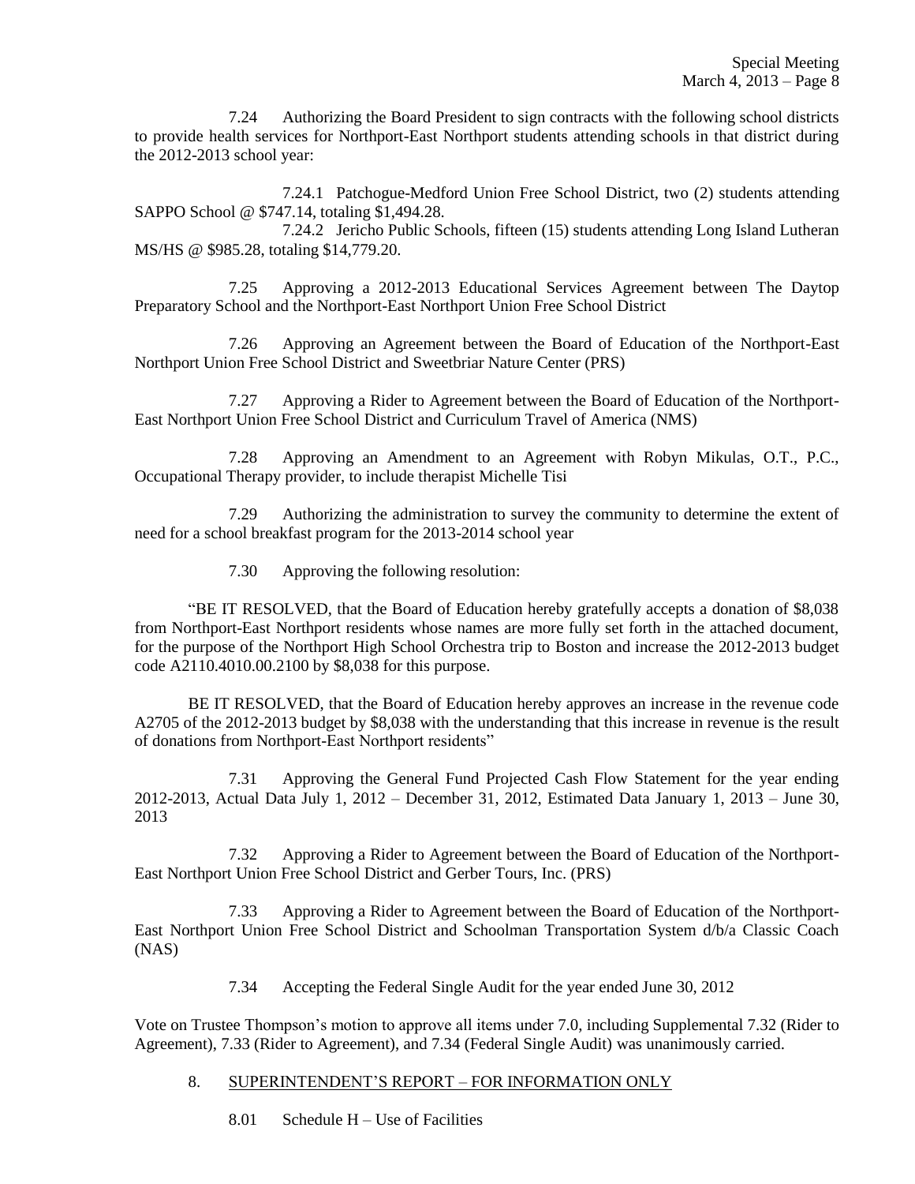7.24 Authorizing the Board President to sign contracts with the following school districts to provide health services for Northport-East Northport students attending schools in that district during the 2012-2013 school year:

7.24.1 Patchogue-Medford Union Free School District, two (2) students attending SAPPO School @ $747.14, totaling $1,494.28.

7.24.2 Jericho Public Schools, fifteen (15) students attending Long Island Lutheran MS/HS @ $985.28, totaling $14,779.20.

7.25 Approving a 2012-2013 Educational Services Agreement between The Daytop Preparatory School and the Northport-East Northport Union Free School District

7.26 Approving an Agreement between the Board of Education of the Northport-East Northport Union Free School District and Sweetbriar Nature Center (PRS)

7.27 Approving a Rider to Agreement between the Board of Education of the Northport-East Northport Union Free School District and Curriculum Travel of America (NMS)

7.28 Approving an Amendment to an Agreement with Robyn Mikulas, O.T., P.C., Occupational Therapy provider, to include therapist Michelle Tisi

7.29 Authorizing the administration to survey the community to determine the extent of need for a school breakfast program for the 2013-2014 school year

7.30 Approving the following resolution:

"BE IT RESOLVED, that the Board of Education hereby gratefully accepts a donation of $8,038 from Northport-East Northport residents whose names are more fully set forth in the attached document, for the purpose of the Northport High School Orchestra trip to Boston and increase the 2012-2013 budget code A2110.4010.00.2100 by $8,038 for this purpose.

BE IT RESOLVED, that the Board of Education hereby approves an increase in the revenue code A2705 of the 2012-2013 budget by $8,038 with the understanding that this increase in revenue is the result of donations from Northport-East Northport residents"

7.31 Approving the General Fund Projected Cash Flow Statement for the year ending 2012-2013, Actual Data July 1, 2012 – December 31, 2012, Estimated Data January 1, 2013 – June 30, 2013

7.32 Approving a Rider to Agreement between the Board of Education of the Northport-East Northport Union Free School District and Gerber Tours, Inc. (PRS)

7.33 Approving a Rider to Agreement between the Board of Education of the Northport-East Northport Union Free School District and Schoolman Transportation System d/b/a Classic Coach (NAS)

7.34 Accepting the Federal Single Audit for the year ended June 30, 2012

Vote on Trustee Thompson's motion to approve all items under 7.0, including Supplemental 7.32 (Rider to Agreement), 7.33 (Rider to Agreement), and 7.34 (Federal Single Audit) was unanimously carried.

8. SUPERINTENDENT'S REPORT – FOR INFORMATION ONLY

8.01 Schedule H – Use of Facilities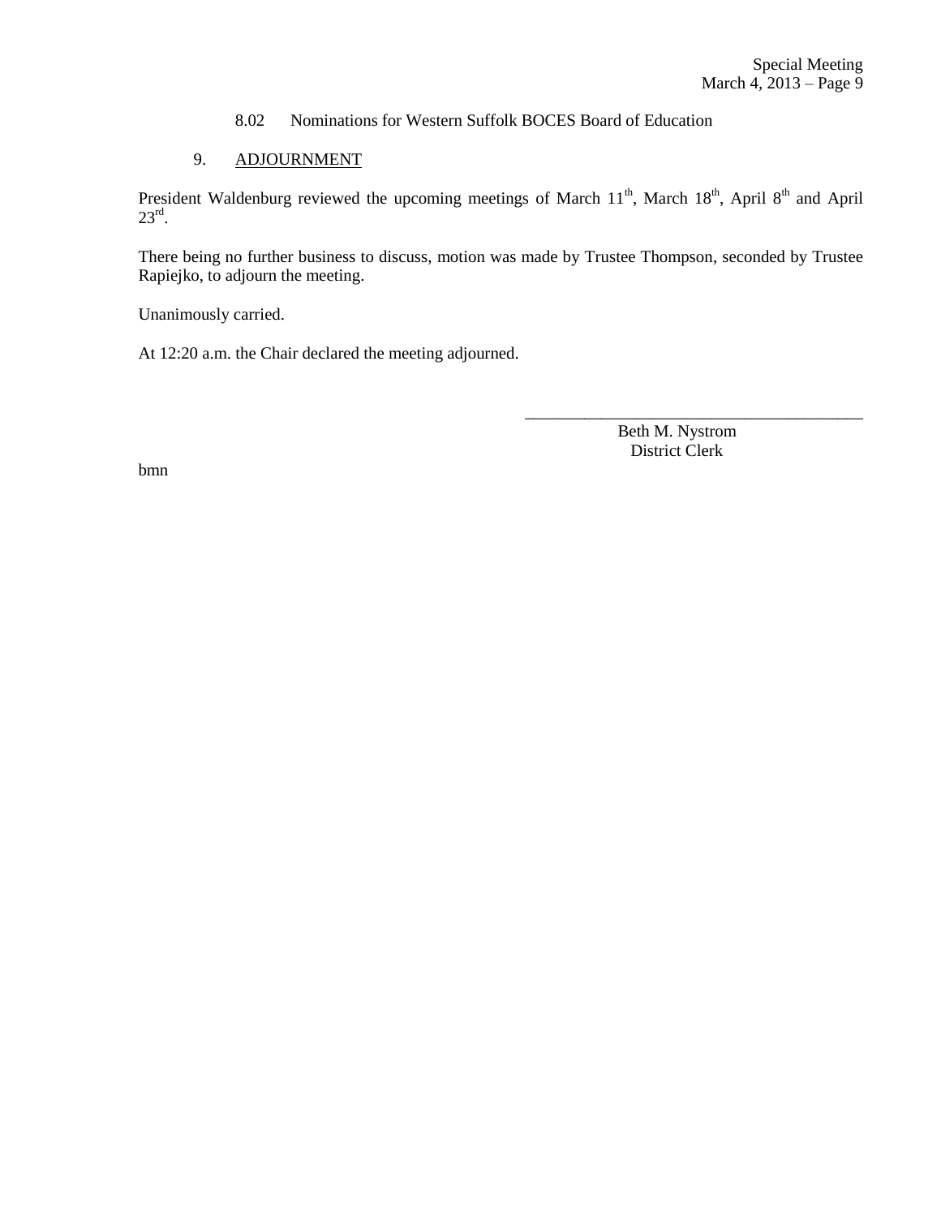8.02 Nominations for Western Suffolk BOCES Board of Education

9. ADJOURNMENT

President Waldenburg reviewed the upcoming meetings of March 11th, March 18th, April 8th and April 23rd.

There being no further business to discuss, motion was made by Trustee Thompson, seconded by Trustee Rapiejko, to adjourn the meeting.

Unanimously carried.

At 12:20 a.m. the Chair declared the meeting adjourned.

\_\_\_\_\_\_\_\_\_\_\_\_\_\_\_\_\_\_\_\_\_\_\_\_\_\_\_\_\_\_\_\_\_\_\_\_\_\_\_\_

Beth M. Nystrom
District Clerk

bmn